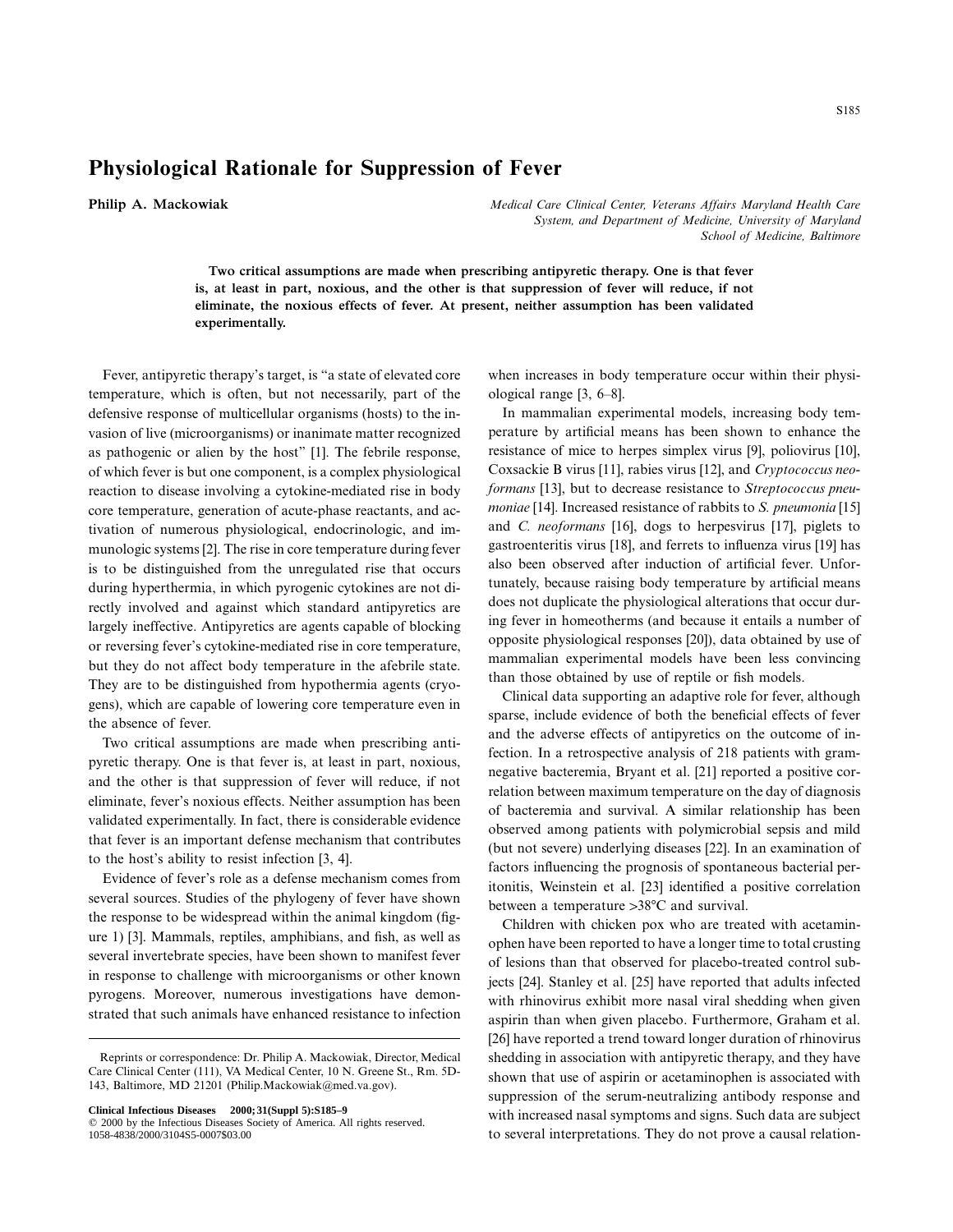# Physiological Rationale for Suppression of Fever

**Philip A. Mackowiak**

*Medical Care Clinical Center, Veterans Affairs Maryland Health Care System, and Department of Medicine, University of Maryland School of Medicine, Baltimore*

**Two critical assumptions are made when prescribing antipyretic therapy. One is that fever is, at least in part, noxious, and the other is that suppression of fever will reduce, if not eliminate, the noxious effects of fever. At present, neither assumption has been validated experimentally.**

Fever, antipyretic therapy's target, is "a state of elevated core temperature, which is often, but not necessarily, part of the defensive response of multicellular organisms (hosts) to the invasion of live (microorganisms) or inanimate matter recognized as pathogenic or alien by the host" [1]. The febrile response, of which fever is but one component, is a complex physiological reaction to disease involving a cytokine-mediated rise in body core temperature, generation of acute-phase reactants, and activation of numerous physiological, endocrinologic, and immunologic systems [2]. The rise in core temperature during fever is to be distinguished from the unregulated rise that occurs during hyperthermia, in which pyrogenic cytokines are not directly involved and against which standard antipyretics are largely ineffective. Antipyretics are agents capable of blocking or reversing fever's cytokine-mediated rise in core temperature, but they do not affect body temperature in the afebrile state. They are to be distinguished from hypothermia agents (cryogens), which are capable of lowering core temperature even in the absence of fever.

Two critical assumptions are made when prescribing antipyretic therapy. One is that fever is, at least in part, noxious, and the other is that suppression of fever will reduce, if not eliminate, fever's noxious effects. Neither assumption has been validated experimentally. In fact, there is considerable evidence that fever is an important defense mechanism that contributes to the host's ability to resist infection [3, 4].

Evidence of fever's role as a defense mechanism comes from several sources. Studies of the phylogeny of fever have shown the response to be widespread within the animal kingdom (figure 1) [3]. Mammals, reptiles, amphibians, and fish, as well as several invertebrate species, have been shown to manifest fever in response to challenge with microorganisms or other known pyrogens. Moreover, numerous investigations have demonstrated that such animals have enhanced resistance to infection when increases in body temperature occur within their physiological range [3, 6–8].

In mammalian experimental models, increasing body temperature by artificial means has been shown to enhance the resistance of mice to herpes simplex virus [9], poliovirus [10], Coxsackie B virus [11], rabies virus [12], and *Cryptococcus neoformans* [13], but to decrease resistance to *Streptococcus pneumoniae* [14]. Increased resistance of rabbits to *S. pneumonia* [15] and *C. neoformans* [16], dogs to herpesvirus [17], piglets to gastroenteritis virus [18], and ferrets to influenza virus [19] has also been observed after induction of artificial fever. Unfortunately, because raising body temperature by artificial means does not duplicate the physiological alterations that occur during fever in homeotherms (and because it entails a number of opposite physiological responses [20]), data obtained by use of mammalian experimental models have been less convincing than those obtained by use of reptile or fish models.

Clinical data supporting an adaptive role for fever, although sparse, include evidence of both the beneficial effects of fever and the adverse effects of antipyretics on the outcome of infection. In a retrospective analysis of 218 patients with gram-negative bacteremia, Bryant et al. [21] reported a positive correlation between maximum temperature on the day of diagnosis of bacteremia and survival. A similar relationship has been observed among patients with polymicrobial sepsis and mild (but not severe) underlying diseases [22]. In an examination of factors influencing the prognosis of spontaneous bacterial peritonitis, Weinstein et al. [23] identified a positive correlation between a temperature >38°C and survival.

Children with chicken pox who are treated with acetaminophen have been reported to have a longer time to total crusting of lesions than that observed for placebo-treated control subjects [24]. Stanley et al. [25] have reported that adults infected with rhinovirus exhibit more nasal viral shedding when given aspirin than when given placebo. Furthermore, Graham et al. [26] have reported a trend toward longer duration of rhinovirus shedding in association with antipyretic therapy, and they have shown that use of aspirin or acetaminophen is associated with suppression of the serum-neutralizing antibody response and with increased nasal symptoms and signs. Such data are subject to several interpretations. They do not prove a causal relation-

---

Reprints or correspondence: Dr. Philip A. Mackowiak, Director, Medical Care Clinical Center (111), VA Medical Center, 10 N. Greene St., Rm. 5D-143, Baltimore, MD 21201 (Philip.Mackowiak@med.va.gov).

© 2000 by the Infectious Diseases Society of America. All rights reserved. 1058-4838/2000/3104S5-0007$03.00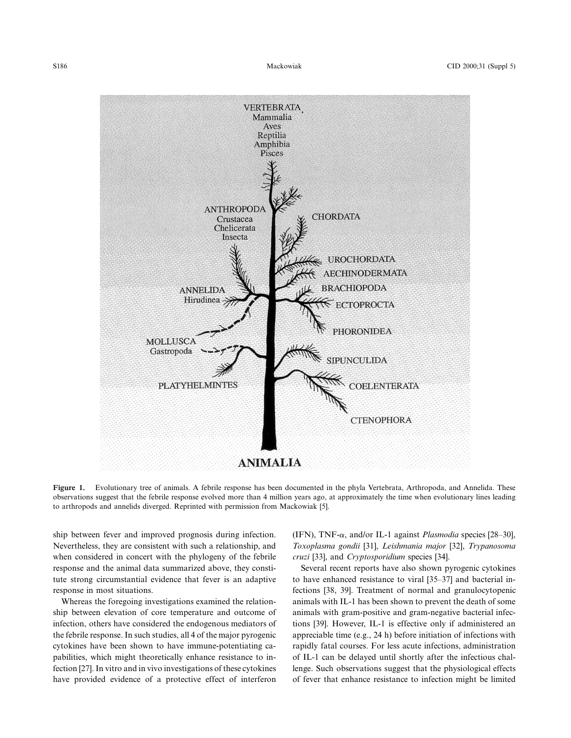**Figure 1.** Evolutionary tree of animals. A febrile response has been documented in the phyla Vertebrata, Arthropoda, and Annelida. These observations suggest that the febrile response evolved more than 4 million years ago, at approximately the time when evolutionary lines leading to arthropods and annelids diverged. Reprinted with permission from Mackowiak [5].

ship between fever and improved prognosis during infection. Nevertheless, they are consistent with such a relationship, and when considered in concert with the phylogeny of the febrile response and the animal data summarized above, they constitute strong circumstantial evidence that fever is an adaptive response in most situations.

Whereas the foregoing investigations examined the relationship between elevation of core temperature and outcome of infection, others have considered the endogenous mediators of the febrile response. In such studies, all 4 of the major pyrogenic cytokines have been shown to have immune-potentiating capabilities, which might theoretically enhance resistance to infection [27]. In vitro and in vivo investigations of these cytokines have provided evidence of a protective effect of interferon (IFN), TNF-$\alpha$, and/or IL-1 against *Plasmodia* species [28–30], *Toxoplasma gondii* [31], *Leishmania major* [32], *Trypanosoma cruzi* [33], and *Cryptosporidium* species [34].

Several recent reports have also shown pyrogenic cytokines to have enhanced resistance to viral [35–37] and bacterial infections [38, 39]. Treatment of normal and granulocytopenic animals with IL-1 has been shown to prevent the death of some animals with gram-positive and gram-negative bacterial infections [39]. However, IL-1 is effective only if administered an appreciable time (e.g., 24 h) before initiation of infections with rapidly fatal courses. For less acute infections, administration of IL-1 can be delayed until shortly after the infectious challenge. Such observations suggest that the physiological effects of fever that enhance resistance to infection might be limited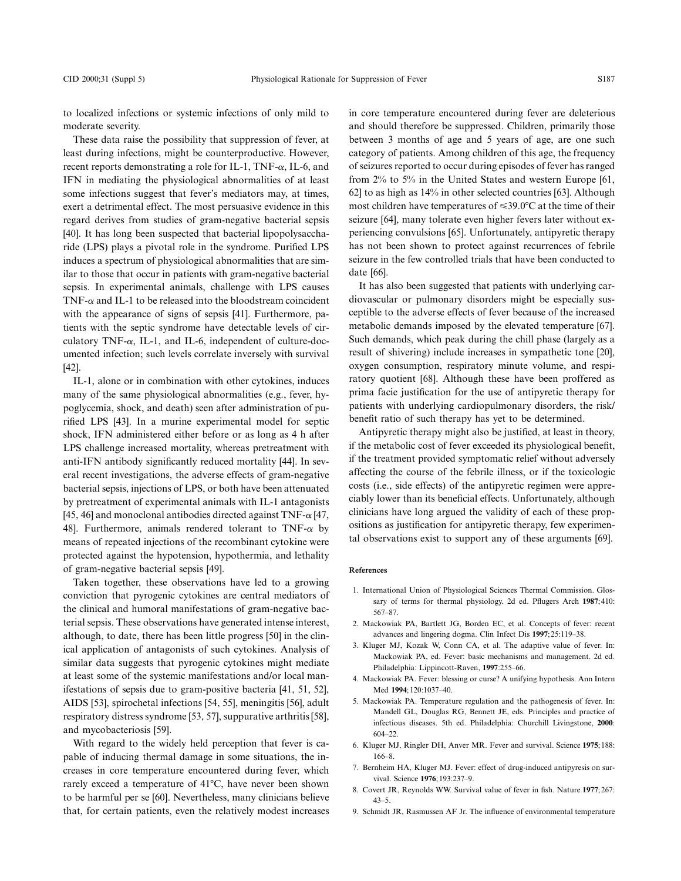to localized infections or systemic infections of only mild to moderate severity.

These data raise the possibility that suppression of fever, at least during infections, might be counterproductive. However, recent reports demonstrating a role for IL-1, TNF-$\alpha$, IL-6, and IFN in mediating the physiological abnormalities of at least some infections suggest that fever's mediators may, at times, exert a detrimental effect. The most persuasive evidence in this regard derives from studies of gram-negative bacterial sepsis [40]. It has long been suspected that bacterial lipopolysaccharide (LPS) plays a pivotal role in the syndrome. Purified LPS induces a spectrum of physiological abnormalities that are similar to those that occur in patients with gram-negative bacterial sepsis. In experimental animals, challenge with LPS causes TNF-$\alpha$ and IL-1 to be released into the bloodstream coincident with the appearance of signs of sepsis [41]. Furthermore, patients with the septic syndrome have detectable levels of circulatory TNF-$\alpha$, IL-1, and IL-6, independent of culture-documented infection; such levels correlate inversely with survival [42].

IL-1, alone or in combination with other cytokines, induces many of the same physiological abnormalities (e.g., fever, hypoglycemia, shock, and death) seen after administration of purified LPS [43]. In a murine experimental model for septic shock, IFN administered either before or as long as 4 h after LPS challenge increased mortality, whereas pretreatment with anti-IFN antibody significantly reduced mortality [44]. In several recent investigations, the adverse effects of gram-negative bacterial sepsis, injections of LPS, or both have been attenuated by pretreatment of experimental animals with IL-1 antagonists [45, 46] and monoclonal antibodies directed against TNF-$\alpha$ [47, 48]. Furthermore, animals rendered tolerant to TNF-$\alpha$ by means of repeated injections of the recombinant cytokine were protected against the hypotension, hypothermia, and lethality of gram-negative bacterial sepsis [49].

Taken together, these observations have led to a growing conviction that pyrogenic cytokines are central mediators of the clinical and humoral manifestations of gram-negative bacterial sepsis. These observations have generated intense interest, although, to date, there has been little progress [50] in the clinical application of antagonists of such cytokines. Analysis of similar data suggests that pyrogenic cytokines might mediate at least some of the systemic manifestations and/or local manifestations of sepsis due to gram-positive bacteria [41, 51, 52], AIDS [53], spirochetal infections [54, 55], meningitis [56], adult respiratory distress syndrome [53, 57], suppurative arthritis [58], and mycobacteriosis [59].

With regard to the widely held perception that fever is capable of inducing thermal damage in some situations, the increases in core temperature encountered during fever, which rarely exceed a temperature of 41°C, have never been shown to be harmful per se [60]. Nevertheless, many clinicians believe that, for certain patients, even the relatively modest increases in core temperature encountered during fever are deleterious and should therefore be suppressed. Children, primarily those between 3 months of age and 5 years of age, are one such category of patients. Among children of this age, the frequency of seizures reported to occur during episodes of fever has ranged from 2% to 5% in the United States and western Europe [61, 62] to as high as 14% in other selected countries [63]. Although most children have temperatures of $\leqslant$39.0°C at the time of their seizure [64], many tolerate even higher fevers later without experiencing convulsions [65]. Unfortunately, antipyretic therapy has not been shown to protect against recurrences of febrile seizure in the few controlled trials that have been conducted to date [66].

It has also been suggested that patients with underlying cardiovascular or pulmonary disorders might be especially susceptible to the adverse effects of fever because of the increased metabolic demands imposed by the elevated temperature [67]. Such demands, which peak during the chill phase (largely as a result of shivering) include increases in sympathetic tone [20], oxygen consumption, respiratory minute volume, and respiratory quotient [68]. Although these have been proffered as prima facie justification for the use of antipyretic therapy for patients with underlying cardiopulmonary disorders, the risk/benefit ratio of such therapy has yet to be determined.

Antipyretic therapy might also be justified, at least in theory, if the metabolic cost of fever exceeded its physiological benefit, if the treatment provided symptomatic relief without adversely affecting the course of the febrile illness, or if the toxicologic costs (i.e., side effects) of the antipyretic regimen were appreciably lower than its beneficial effects. Unfortunately, although clinicians have long argued the validity of each of these propositions as justification for antipyretic therapy, few experimental observations exist to support any of these arguments [69].

#### References

1. International Union of Physiological Sciences Thermal Commission. Glossary of terms for thermal physiology. 2d ed. Pflugers Arch **1987**;410:567–87.
2. Mackowiak PA, Bartlett JG, Borden EC, et al. Concepts of fever: recent advances and lingering dogma. Clin Infect Dis **1997**;25:119–38.
3. Kluger MJ, Kozak W, Conn CA, et al. The adaptive value of fever. In: Mackowiak PA, ed. Fever: basic mechanisms and management. 2d ed. Philadelphia: Lippincott-Raven, **1997**:255–66.
4. Mackowiak PA. Fever: blessing or curse? A unifying hypothesis. Ann Intern Med **1994**;120:1037–40.
5. Mackowiak PA. Temperature regulation and the pathogenesis of fever. In: Mandell GL, Douglas RG, Bennett JE, eds. Principles and practice of infectious diseases. 5th ed. Philadelphia: Churchill Livingstone, **2000**:604–22.
6. Kluger MJ, Ringler DH, Anver MR. Fever and survival. Science **1975**;188:166–8.
7. Bernheim HA, Kluger MJ. Fever: effect of drug-induced antipyresis on survival. Science **1976**;193:237–9.
8. Covert JR, Reynolds WW. Survival value of fever in fish. Nature **1977**;267:43–5.
9. Schmidt JR, Rasmussen AF Jr. The influence of environmental temperature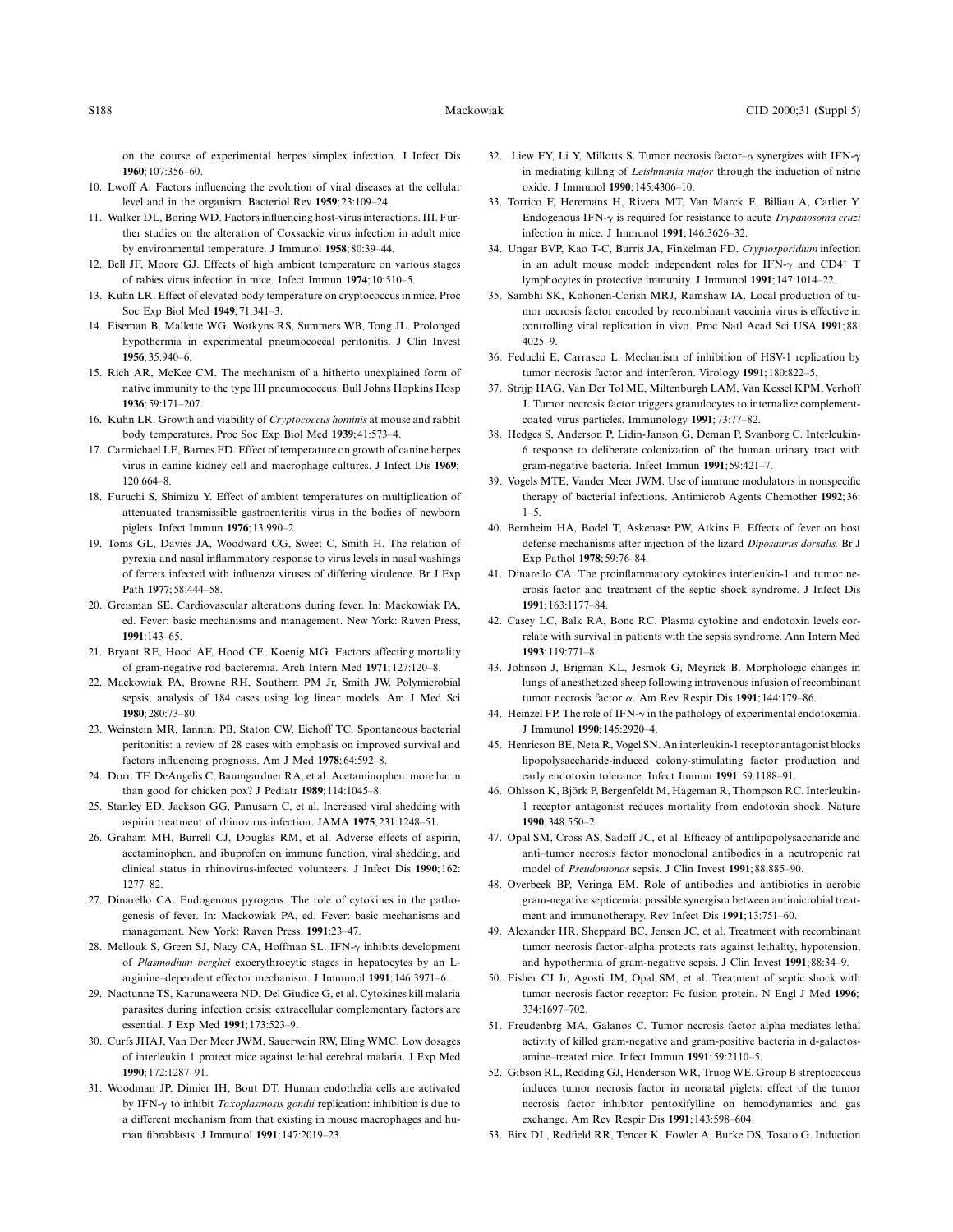on the course of experimental herpes simplex infection. J Infect Dis **1960**;107:356–60.

10. Lwoff A. Factors influencing the evolution of viral diseases at the cellular level and in the organism. Bacteriol Rev **1959**;23:109–24.
11. Walker DL, Boring WD. Factors influencing host-virus interactions. III. Further studies on the alteration of Coxsackie virus infection in adult mice by environmental temperature. J Immunol **1958**;80:39–44.
12. Bell JF, Moore GJ. Effects of high ambient temperature on various stages of rabies virus infection in mice. Infect Immun **1974**;10:510–5.
13. Kuhn LR. Effect of elevated body temperature on cryptococcus in mice. Proc Soc Exp Biol Med **1949**;71:341–3.
14. Eiseman B, Mallette WG, Wotkyns RS, Summers WB, Tong JL. Prolonged hypothermia in experimental pneumococcal peritonitis. J Clin Invest **1956**;35:940–6.
15. Rich AR, McKee CM. The mechanism of a hitherto unexplained form of native immunity to the type III pneumococcus. Bull Johns Hopkins Hosp **1936**;59:171–207.
16. Kuhn LR. Growth and viability of *Cryptococcus hominis* at mouse and rabbit body temperatures. Proc Soc Exp Biol Med **1939**;41:573–4.
17. Carmichael LE, Barnes FD. Effect of temperature on growth of canine herpes virus in canine kidney cell and macrophage cultures. J Infect Dis **1969**; 120:664–8.
18. Furuchi S, Shimizu Y. Effect of ambient temperatures on multiplication of attenuated transmissible gastroenteritis virus in the bodies of newborn piglets. Infect Immun **1976**;13:990–2.
19. Toms GL, Davies JA, Woodward CG, Sweet C, Smith H. The relation of pyrexia and nasal inflammatory response to virus levels in nasal washings of ferrets infected with influenza viruses of differing virulence. Br J Exp Path **1977**;58:444–58.
20. Greisman SE. Cardiovascular alterations during fever. In: Mackowiak PA, ed. Fever: basic mechanisms and management. New York: Raven Press, **1991**:143–65.
21. Bryant RE, Hood AF, Hood CE, Koenig MG. Factors affecting mortality of gram-negative rod bacteremia. Arch Intern Med **1971**;127:120–8.
22. Mackowiak PA, Browne RH, Southern PM Jr, Smith JW. Polymicrobial sepsis; analysis of 184 cases using log linear models. Am J Med Sci **1980**;280:73–80.
23. Weinstein MR, Iannini PB, Staton CW, Eichoff TC. Spontaneous bacterial peritonitis: a review of 28 cases with emphasis on improved survival and factors influencing prognosis. Am J Med **1978**;64:592–8.
24. Dorn TF, DeAngelis C, Baumgardner RA, et al. Acetaminophen: more harm than good for chicken pox? J Pediatr **1989**;114:1045–8.
25. Stanley ED, Jackson GG, Panusarn C, et al. Increased viral shedding with aspirin treatment of rhinovirus infection. JAMA **1975**;231:1248–51.
26. Graham MH, Burrell CJ, Douglas RM, et al. Adverse effects of aspirin, acetaminophen, and ibuprofen on immune function, viral shedding, and clinical status in rhinovirus-infected volunteers. J Infect Dis **1990**;162: 1277–82.
27. Dinarello CA. Endogenous pyrogens. The role of cytokines in the pathogenesis of fever. In: Mackowiak PA, ed. Fever: basic mechanisms and management. New York: Raven Press, **1991**:23–47.
28. Mellouk S, Green SJ, Nacy CA, Hoffman SL. IFN-$\gamma$ inhibits development of *Plasmodium berghei* exoerythrocytic stages in hepatocytes by an L-arginine–dependent effector mechanism. J Immunol **1991**;146:3971–6.
29. Naotunne TS, Karunaweera ND, Del Giudice G, et al. Cytokines kill malaria parasites during infection crisis: extracellular complementary factors are essential. J Exp Med **1991**;173:523–9.
30. Curfs JHAJ, Van Der Meer JWM, Sauerwein RW, Eling WMC. Low dosages of interleukin 1 protect mice against lethal cerebral malaria. J Exp Med **1990**;172:1287–91.
31. Woodman JP, Dimier IH, Bout DT. Human endothelia cells are activated by IFN-$\gamma$ to inhibit *Toxoplasmosis gondii* replication: inhibition is due to a different mechanism from that existing in mouse macrophages and human fibroblasts. J Immunol **1991**;147:2019–23.
32. Liew FY, Li Y, Millotts S. Tumor necrosis factor–$\alpha$ synergizes with IFN-$\gamma$ in mediating killing of *Leishmania major* through the induction of nitric oxide. J Immunol **1990**;145:4306–10.
33. Torrico F, Heremans H, Rivera MT, Van Marck E, Billiau A, Carlier Y. Endogenous IFN-$\gamma$ is required for resistance to acute *Trypanosoma cruzi* infection in mice. J Immunol **1991**;146:3626–32.
34. Ungar BVP, Kao T-C, Burris JA, Finkelman FD. *Cryptosporidium* infection in an adult mouse model: independent roles for IFN-$\gamma$ and $CD4^+$ T lymphocytes in protective immunity. J Immunol **1991**;147:1014–22.
35. Sambhi SK, Kohonen-Corish MRJ, Ramshaw IA. Local production of tumor necrosis factor encoded by recombinant vaccinia virus is effective in controlling viral replication in vivo. Proc Natl Acad Sci USA **1991**;88: 4025–9.
36. Feduchi E, Carrasco L. Mechanism of inhibition of HSV-1 replication by tumor necrosis factor and interferon. Virology **1991**;180:822–5.
37. Strijp HAG, Van Der Tol ME, Miltenburgh LAM, Van Kessel KPM, Verhoff J. Tumor necrosis factor triggers granulocytes to internalize complement-coated virus particles. Immunology **1991**;73:77–82.
38. Hedges S, Anderson P, Lidin-Janson G, Deman P, Svanborg C. Interleukin-6 response to deliberate colonization of the human urinary tract with gram-negative bacteria. Infect Immun **1991**;59:421–7.
39. Vogels MTE, Vander Meer JWM. Use of immune modulators in nonspecific therapy of bacterial infections. Antimicrob Agents Chemother **1992**;36: 1–5.
40. Bernheim HA, Bodel T, Askenase PW, Atkins E. Effects of fever on host defense mechanisms after injection of the lizard *Diposaurus dorsalis.* Br J Exp Pathol **1978**;59:76–84.
41. Dinarello CA. The proinflammatory cytokines interleukin-1 and tumor necrosis factor and treatment of the septic shock syndrome. J Infect Dis **1991**;163:1177–84.
42. Casey LC, Balk RA, Bone RC. Plasma cytokine and endotoxin levels correlate with survival in patients with the sepsis syndrome. Ann Intern Med **1993**;119:771–8.
43. Johnson J, Brigman KL, Jesmok G, Meyrick B. Morphologic changes in lungs of anesthetized sheep following intravenous infusion of recombinant tumor necrosis factor $\alpha$. Am Rev Respir Dis **1991**;144:179–86.
44. Heinzel FP. The role of IFN-$\gamma$ in the pathology of experimental endotoxemia. J Immunol **1990**;145:2920–4.
45. Henricson BE, Neta R, Vogel SN. An interleukin-1 receptor antagonist blocks lipopolysaccharide-induced colony-stimulating factor production and early endotoxin tolerance. Infect Immun **1991**;59:1188–91.
46. Ohlsson K, Björk P, Bergenfeldt M, Hageman R, Thompson RC. Interleukin-1 receptor antagonist reduces mortality from endotoxin shock. Nature **1990**;348:550–2.
47. Opal SM, Cross AS, Sadoff JC, et al. Efficacy of antilipopolysaccharide and anti–tumor necrosis factor monoclonal antibodies in a neutropenic rat model of *Pseudomonas* sepsis. J Clin Invest **1991**;88:885–90.
48. Overbeek BP, Veringa EM. Role of antibodies and antibiotics in aerobic gram-negative septicemia: possible synergism between antimicrobial treatment and immunotherapy. Rev Infect Dis **1991**;13:751–60.
49. Alexander HR, Sheppard BC, Jensen JC, et al. Treatment with recombinant tumor necrosis factor–alpha protects rats against lethality, hypotension, and hypothermia of gram-negative sepsis. J Clin Invest **1991**;88:34–9.
50. Fisher CJ Jr, Agosti JM, Opal SM, et al. Treatment of septic shock with tumor necrosis factor receptor: Fc fusion protein. N Engl J Med **1996**; 334:1697–702.
51. Freudenbrg MA, Galanos C. Tumor necrosis factor alpha mediates lethal activity of killed gram-negative and gram-positive bacteria in d-galactosamine–treated mice. Infect Immun **1991**;59:2110–5.
52. Gibson RL, Redding GJ, Henderson WR, Truog WE. Group B streptococcus induces tumor necrosis factor in neonatal piglets: effect of the tumor necrosis factor inhibitor pentoxifylline on hemodynamics and gas exchange. Am Rev Respir Dis **1991**;143:598–604.
53. Birx DL, Redfield RR, Tencer K, Fowler A, Burke DS, Tosato G. Induction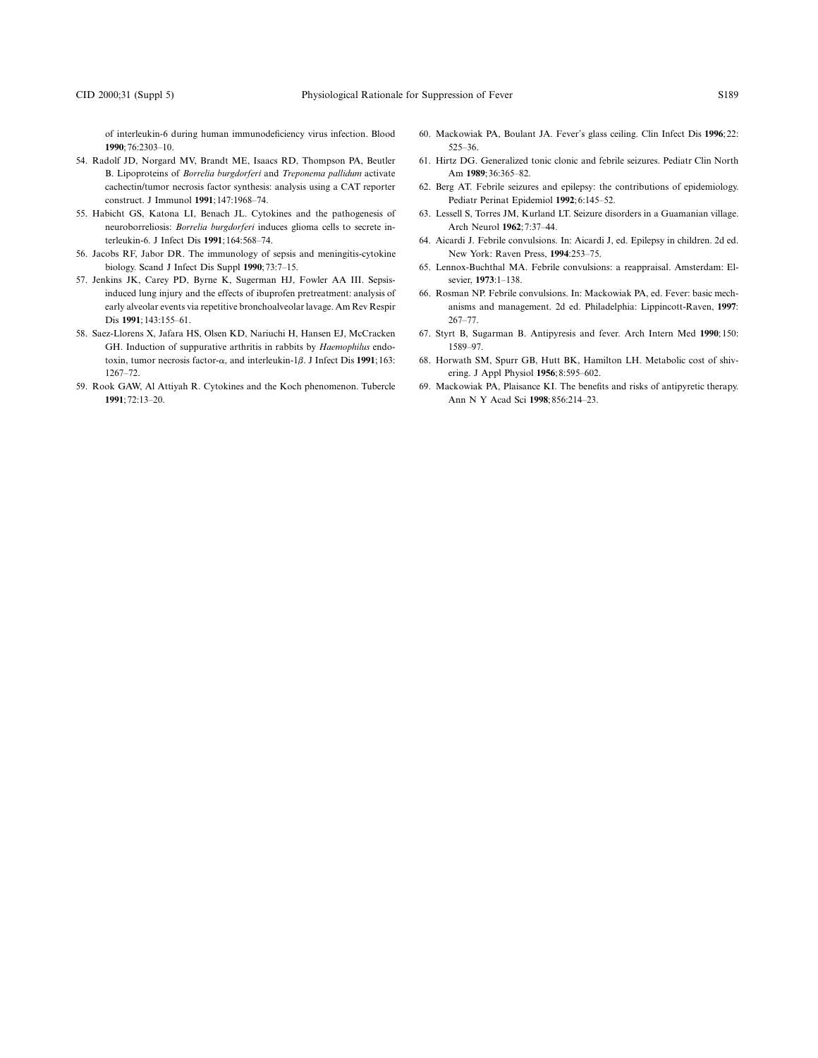of interleukin-6 during human immunodeficiency virus infection. Blood **1990**; 76:2303–10.

54. Radolf JD, Norgard MV, Brandt ME, Isaacs RD, Thompson PA, Beutler B. Lipoproteins of *Borrelia burgdorferi* and *Treponema pallidum* activate cachectin/tumor necrosis factor synthesis: analysis using a CAT reporter construct. J Immunol **1991**; 147:1968–74.
55. Habicht GS, Katona LI, Benach JL. Cytokines and the pathogenesis of neuroborreliosis: *Borrelia burgdorferi* induces glioma cells to secrete interleukin-6. J Infect Dis **1991**; 164:568–74.
56. Jacobs RF, Jabor DR. The immunology of sepsis and meningitis-cytokine biology. Scand J Infect Dis Suppl **1990**; 73:7–15.
57. Jenkins JK, Carey PD, Byrne K, Sugerman HJ, Fowler AA III. Sepsis-induced lung injury and the effects of ibuprofen pretreatment: analysis of early alveolar events via repetitive bronchoalveolar lavage. Am Rev Respir Dis **1991**; 143:155–61.
58. Saez-Llorens X, Jafara HS, Olsen KD, Nariuchi H, Hansen EJ, McCracken GH. Induction of suppurative arthritis in rabbits by *Haemophilus* endotoxin, tumor necrosis factor-$\alpha$, and interleukin-1$\beta$. J Infect Dis **1991**; 163: 1267–72.
59. Rook GAW, Al Attiyah R. Cytokines and the Koch phenomenon. Tubercle **1991**; 72:13–20.
60. Mackowiak PA, Boulant JA. Fever's glass ceiling. Clin Infect Dis **1996**; 22: 525–36.
61. Hirtz DG. Generalized tonic clonic and febrile seizures. Pediatr Clin North Am **1989**; 36:365–82.
62. Berg AT. Febrile seizures and epilepsy: the contributions of epidemiology. Pediatr Perinat Epidemiol **1992**; 6:145–52.
63. Lessell S, Torres JM, Kurland LT. Seizure disorders in a Guamanian village. Arch Neurol **1962**; 7:37–44.
64. Aicardi J. Febrile convulsions. In: Aicardi J, ed. Epilepsy in children. 2d ed. New York: Raven Press, **1994**:253–75.
65. Lennox-Buchthal MA. Febrile convulsions: a reappraisal. Amsterdam: Elsevier, **1973**:1–138.
66. Rosman NP. Febrile convulsions. In: Mackowiak PA, ed. Fever: basic mechanisms and management. 2d ed. Philadelphia: Lippincott-Raven, **1997**: 267–77.
67. Styrt B, Sugarman B. Antipyresis and fever. Arch Intern Med **1990**; 150: 1589–97.
68. Horwath SM, Spurr GB, Hutt BK, Hamilton LH. Metabolic cost of shivering. J Appl Physiol **1956**; 8:595–602.
69. Mackowiak PA, Plaisance KI. The benefits and risks of antipyretic therapy. Ann N Y Acad Sci **1998**; 856:214–23.